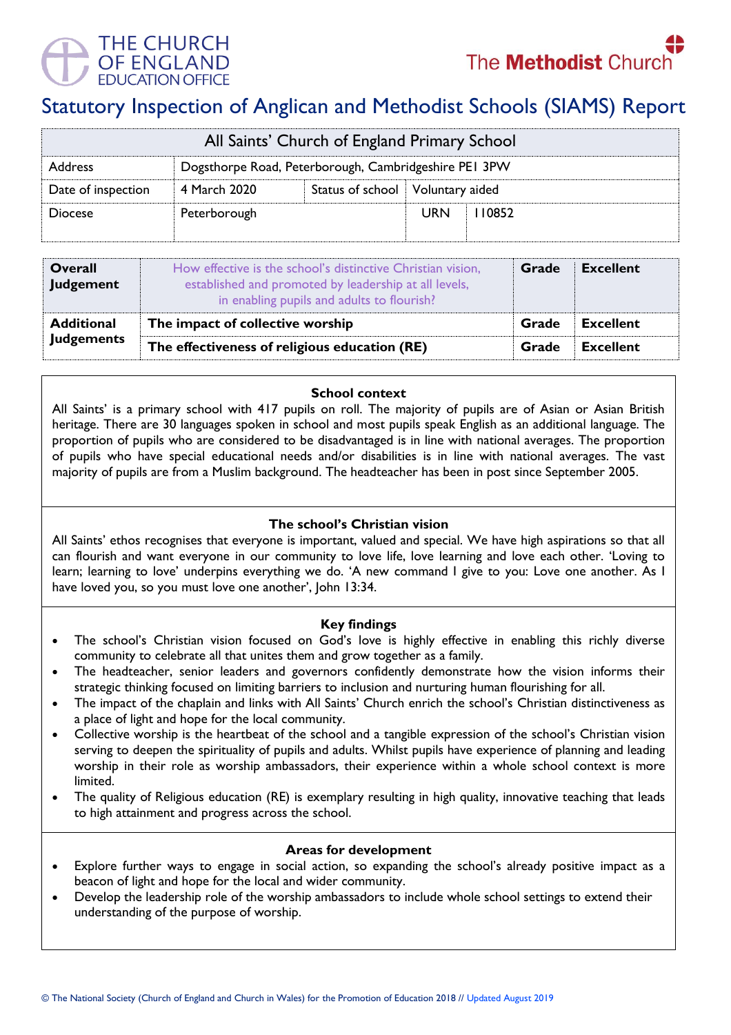THE CHURCH OF ENGLAND EDUCATION OFFICE

The Methodist Church

# Statutory Inspection of Anglican and Methodist Schools (SIAMS) Report

| All Saints' Church of England Primary School | | | | |
|---|---|---|---|---|
| Address | Dogsthorpe Road, Peterborough, Cambridgeshire PE1 3PW | | | |
| Date of inspection | 4 March 2020 | Status of school | Voluntary aided | |
| Diocese | Peterborough | | URN | 110852 |

| | | | |
|---|---|---|---|
| **Overall Judgement** | How effective is the school's distinctive Christian vision, established and promoted by leadership at all levels, in enabling pupils and adults to flourish? | **Grade** | **Excellent** |
| **Additional Judgements** | **The impact of collective worship** | **Grade** | **Excellent** |
| | **The effectiveness of religious education (RE)** | **Grade** | **Excellent** |

### School context

All Saints' is a primary school with 417 pupils on roll. The majority of pupils are of Asian or Asian British heritage. There are 30 languages spoken in school and most pupils speak English as an additional language. The proportion of pupils who are considered to be disadvantaged is in line with national averages. The proportion of pupils who have special educational needs and/or disabilities is in line with national averages. The vast majority of pupils are from a Muslim background. The headteacher has been in post since September 2005.

### The school's Christian vision

All Saints' ethos recognises that everyone is important, valued and special. We have high aspirations so that all can flourish and want everyone in our community to love life, love learning and love each other. 'Loving to learn; learning to love' underpins everything we do. 'A new command I give to you: Love one another. As I have loved you, so you must love one another', John 13:34.

### Key findings

- The school's Christian vision focused on God's love is highly effective in enabling this richly diverse community to celebrate all that unites them and grow together as a family.
- The headteacher, senior leaders and governors confidently demonstrate how the vision informs their strategic thinking focused on limiting barriers to inclusion and nurturing human flourishing for all.
- The impact of the chaplain and links with All Saints' Church enrich the school's Christian distinctiveness as a place of light and hope for the local community.
- Collective worship is the heartbeat of the school and a tangible expression of the school's Christian vision serving to deepen the spirituality of pupils and adults. Whilst pupils have experience of planning and leading worship in their role as worship ambassadors, their experience within a whole school context is more limited.
- The quality of Religious education (RE) is exemplary resulting in high quality, innovative teaching that leads to high attainment and progress across the school.

### Areas for development

- Explore further ways to engage in social action, so expanding the school's already positive impact as a beacon of light and hope for the local and wider community.
- Develop the leadership role of the worship ambassadors to include whole school settings to extend their understanding of the purpose of worship.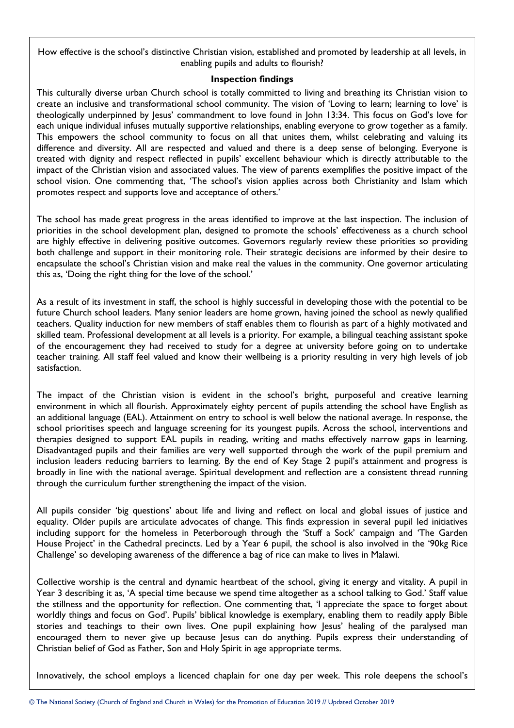How effective is the school's distinctive Christian vision, established and promoted by leadership at all levels, in enabling pupils and adults to flourish?

**Inspection findings**

This culturally diverse urban Church school is totally committed to living and breathing its Christian vision to create an inclusive and transformational school community. The vision of 'Loving to learn; learning to love' is theologically underpinned by Jesus' commandment to love found in John 13:34. This focus on God's love for each unique individual infuses mutually supportive relationships, enabling everyone to grow together as a family. This empowers the school community to focus on all that unites them, whilst celebrating and valuing its difference and diversity. All are respected and valued and there is a deep sense of belonging. Everyone is treated with dignity and respect reflected in pupils' excellent behaviour which is directly attributable to the impact of the Christian vision and associated values. The view of parents exemplifies the positive impact of the school vision. One commenting that, 'The school's vision applies across both Christianity and Islam which promotes respect and supports love and acceptance of others.'

The school has made great progress in the areas identified to improve at the last inspection. The inclusion of priorities in the school development plan, designed to promote the schools' effectiveness as a church school are highly effective in delivering positive outcomes. Governors regularly review these priorities so providing both challenge and support in their monitoring role. Their strategic decisions are informed by their desire to encapsulate the school's Christian vision and make real the values in the community. One governor articulating this as, 'Doing the right thing for the love of the school.'

As a result of its investment in staff, the school is highly successful in developing those with the potential to be future Church school leaders. Many senior leaders are home grown, having joined the school as newly qualified teachers. Quality induction for new members of staff enables them to flourish as part of a highly motivated and skilled team. Professional development at all levels is a priority. For example, a bilingual teaching assistant spoke of the encouragement they had received to study for a degree at university before going on to undertake teacher training. All staff feel valued and know their wellbeing is a priority resulting in very high levels of job satisfaction.

The impact of the Christian vision is evident in the school's bright, purposeful and creative learning environment in which all flourish. Approximately eighty percent of pupils attending the school have English as an additional language (EAL). Attainment on entry to school is well below the national average. In response, the school prioritises speech and language screening for its youngest pupils. Across the school, interventions and therapies designed to support EAL pupils in reading, writing and maths effectively narrow gaps in learning. Disadvantaged pupils and their families are very well supported through the work of the pupil premium and inclusion leaders reducing barriers to learning. By the end of Key Stage 2 pupil's attainment and progress is broadly in line with the national average. Spiritual development and reflection are a consistent thread running through the curriculum further strengthening the impact of the vision.

All pupils consider 'big questions' about life and living and reflect on local and global issues of justice and equality. Older pupils are articulate advocates of change. This finds expression in several pupil led initiatives including support for the homeless in Peterborough through the 'Stuff a Sock' campaign and 'The Garden House Project' in the Cathedral precincts. Led by a Year 6 pupil, the school is also involved in the '90kg Rice Challenge' so developing awareness of the difference a bag of rice can make to lives in Malawi.

Collective worship is the central and dynamic heartbeat of the school, giving it energy and vitality. A pupil in Year 3 describing it as, 'A special time because we spend time altogether as a school talking to God.' Staff value the stillness and the opportunity for reflection. One commenting that, 'I appreciate the space to forget about worldly things and focus on God'. Pupils' biblical knowledge is exemplary, enabling them to readily apply Bible stories and teachings to their own lives. One pupil explaining how Jesus' healing of the paralysed man encouraged them to never give up because Jesus can do anything. Pupils express their understanding of Christian belief of God as Father, Son and Holy Spirit in age appropriate terms.

Innovatively, the school employs a licenced chaplain for one day per week. This role deepens the school's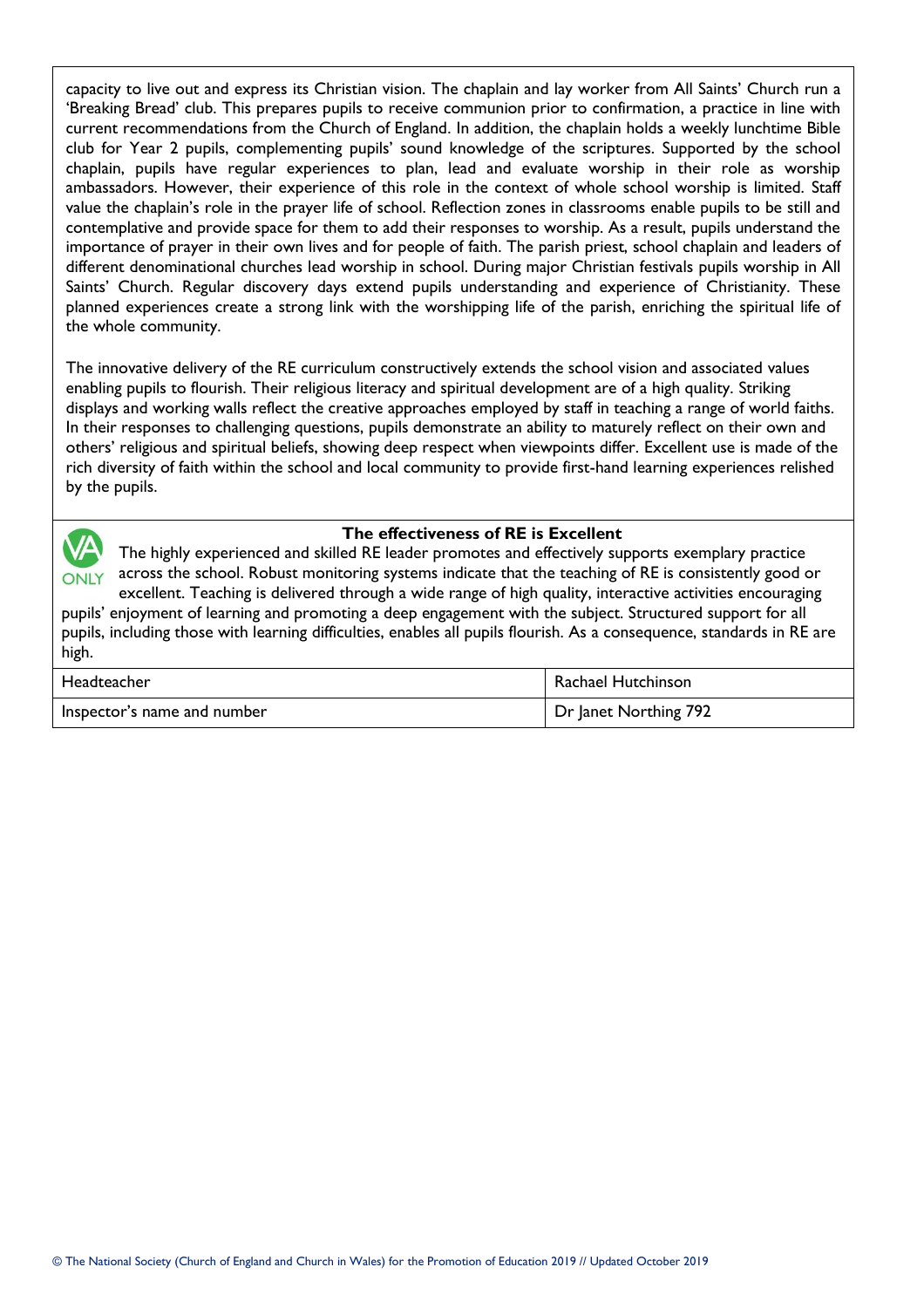capacity to live out and express its Christian vision. The chaplain and lay worker from All Saints' Church run a 'Breaking Bread' club. This prepares pupils to receive communion prior to confirmation, a practice in line with current recommendations from the Church of England. In addition, the chaplain holds a weekly lunchtime Bible club for Year 2 pupils, complementing pupils' sound knowledge of the scriptures. Supported by the school chaplain, pupils have regular experiences to plan, lead and evaluate worship in their role as worship ambassadors. However, their experience of this role in the context of whole school worship is limited. Staff value the chaplain's role in the prayer life of school. Reflection zones in classrooms enable pupils to be still and contemplative and provide space for them to add their responses to worship. As a result, pupils understand the importance of prayer in their own lives and for people of faith. The parish priest, school chaplain and leaders of different denominational churches lead worship in school. During major Christian festivals pupils worship in All Saints' Church. Regular discovery days extend pupils understanding and experience of Christianity. These planned experiences create a strong link with the worshipping life of the parish, enriching the spiritual life of the whole community.

The innovative delivery of the RE curriculum constructively extends the school vision and associated values enabling pupils to flourish. Their religious literacy and spiritual development are of a high quality. Striking displays and working walls reflect the creative approaches employed by staff in teaching a range of world faiths. In their responses to challenging questions, pupils demonstrate an ability to maturely reflect on their own and others' religious and spiritual beliefs, showing deep respect when viewpoints differ. Excellent use is made of the rich diversity of faith within the school and local community to provide first-hand learning experiences relished by the pupils.

VA ONLY

**The effectiveness of RE is Excellent**

The highly experienced and skilled RE leader promotes and effectively supports exemplary practice across the school. Robust monitoring systems indicate that the teaching of RE is consistently good or excellent. Teaching is delivered through a wide range of high quality, interactive activities encouraging pupils' enjoyment of learning and promoting a deep engagement with the subject. Structured support for all pupils, including those with learning difficulties, enables all pupils flourish. As a consequence, standards in RE are high.

| | |
|---|---|
| Headteacher | Rachael Hutchinson |
| Inspector's name and number | Dr Janet Northing 792 |

© The National Society (Church of England and Church in Wales) for the Promotion of Education 2019 // Updated October 2019